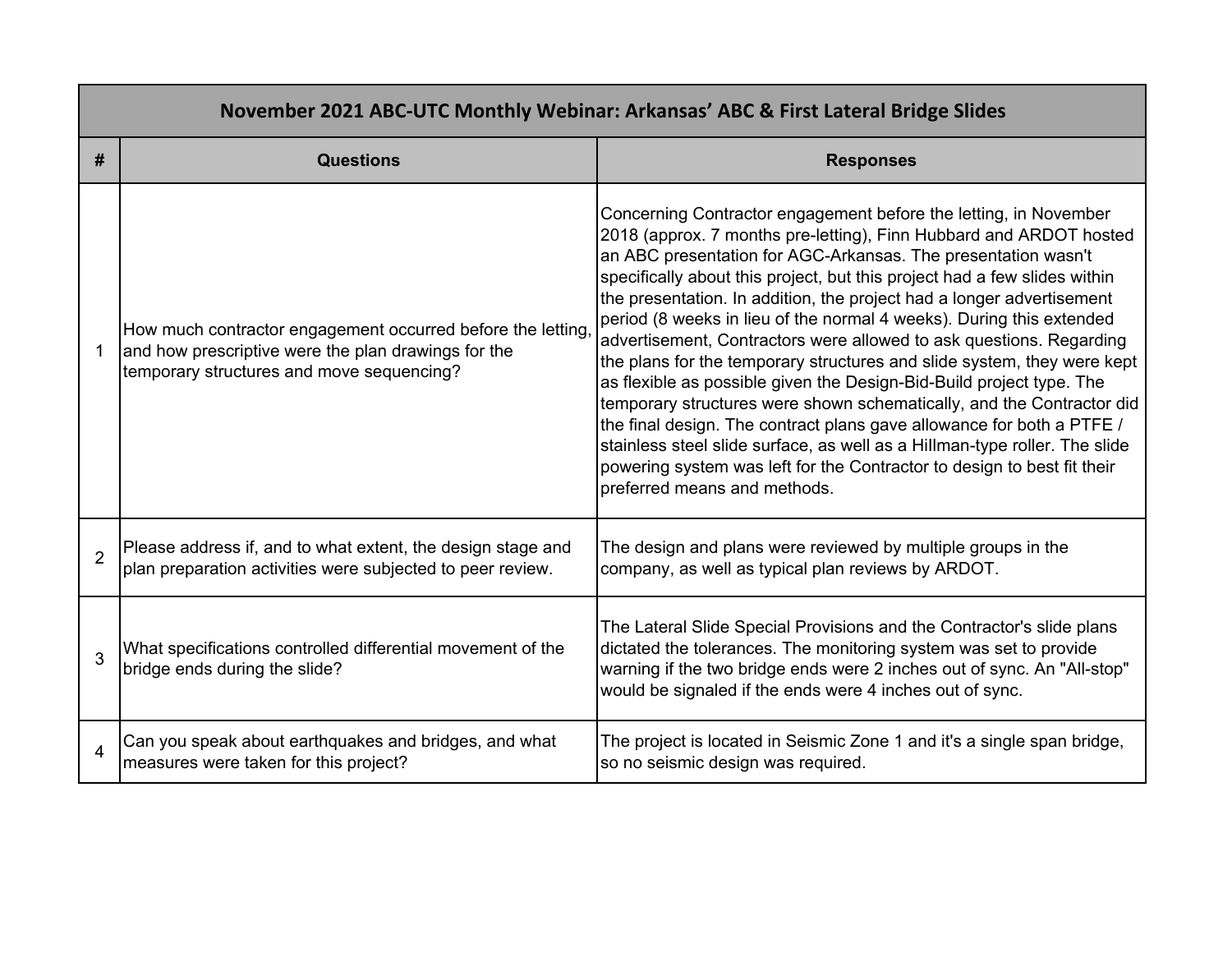| November 2021 ABC-UTC Monthly Webinar: Arkansas' ABC & First Lateral Bridge Slides | | |
|---|---|---|
| **#** | **Questions** | **Responses** |
| 1 | How much contractor engagement occurred before the letting, and how prescriptive were the plan drawings for the temporary structures and move sequencing? | Concerning Contractor engagement before the letting, in November 2018 (approx. 7 months pre-letting), Finn Hubbard and ARDOT hosted an ABC presentation for AGC-Arkansas. The presentation wasn't specifically about this project, but this project had a few slides within the presentation. In addition, the project had a longer advertisement period (8 weeks in lieu of the normal 4 weeks). During this extended advertisement, Contractors were allowed to ask questions. Regarding the plans for the temporary structures and slide system, they were kept as flexible as possible given the Design-Bid-Build project type. The temporary structures were shown schematically, and the Contractor did the final design. The contract plans gave allowance for both a PTFE / stainless steel slide surface, as well as a Hillman-type roller. The slide powering system was left for the Contractor to design to best fit their preferred means and methods. |
| 2 | Please address if, and to what extent, the design stage and plan preparation activities were subjected to peer review. | The design and plans were reviewed by multiple groups in the company, as well as typical plan reviews by ARDOT. |
| 3 | What specifications controlled differential movement of the bridge ends during the slide? | The Lateral Slide Special Provisions and the Contractor's slide plans dictated the tolerances. The monitoring system was set to provide warning if the two bridge ends were 2 inches out of sync. An "All-stop" would be signaled if the ends were 4 inches out of sync. |
| 4 | Can you speak about earthquakes and bridges, and what measures were taken for this project? | The project is located in Seismic Zone 1 and it's a single span bridge, so no seismic design was required. |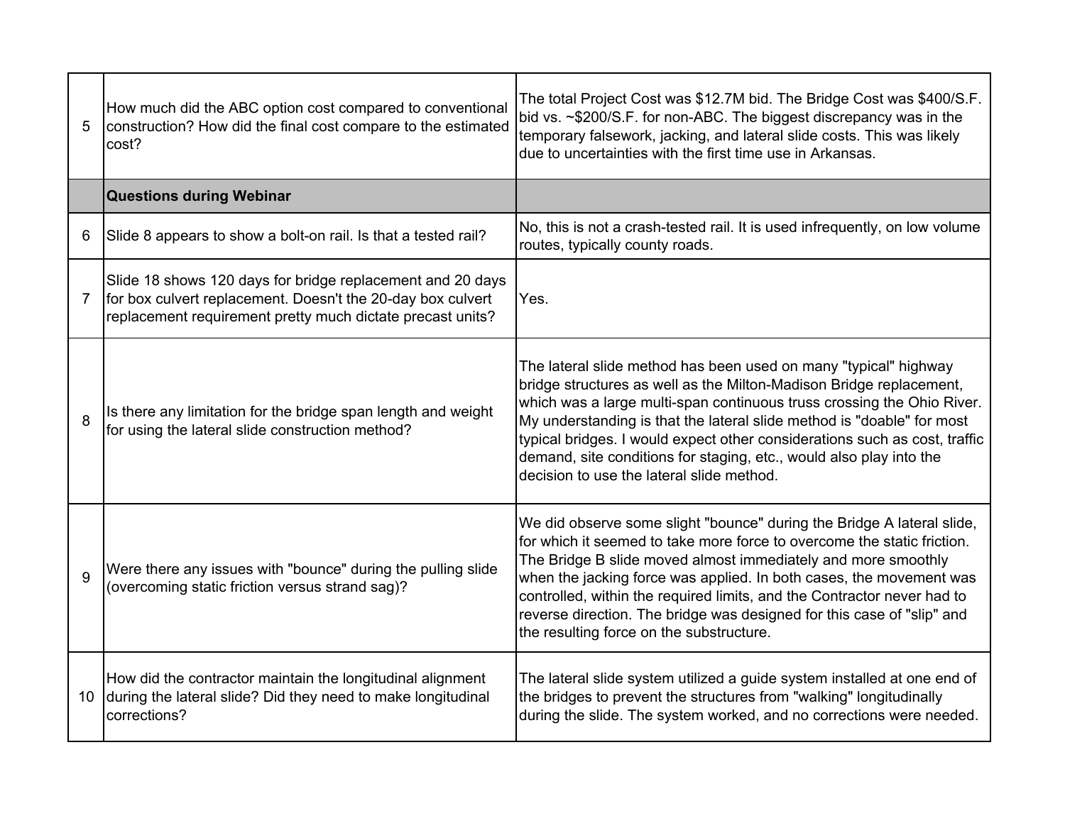| | | |
|---|---|---|
| 5 | How much did the ABC option cost compared to conventional construction? How did the final cost compare to the estimated cost? | The total Project Cost was $12.7M bid. The Bridge Cost was $400/S.F. bid vs. ~$200/S.F. for non-ABC. The biggest discrepancy was in the temporary falsework, jacking, and lateral slide costs. This was likely due to uncertainties with the first time use in Arkansas. |
| | **Questions during Webinar** | |
| 6 | Slide 8 appears to show a bolt-on rail. Is that a tested rail? | No, this is not a crash-tested rail. It is used infrequently, on low volume routes, typically county roads. |
| 7 | Slide 18 shows 120 days for bridge replacement and 20 days for box culvert replacement. Doesn't the 20-day box culvert replacement requirement pretty much dictate precast units? | Yes. |
| 8 | Is there any limitation for the bridge span length and weight for using the lateral slide construction method? | The lateral slide method has been used on many "typical" highway bridge structures as well as the Milton-Madison Bridge replacement, which was a large multi-span continuous truss crossing the Ohio River. My understanding is that the lateral slide method is "doable" for most typical bridges. I would expect other considerations such as cost, traffic demand, site conditions for staging, etc., would also play into the decision to use the lateral slide method. |
| 9 | Were there any issues with "bounce" during the pulling slide (overcoming static friction versus strand sag)? | We did observe some slight "bounce" during the Bridge A lateral slide, for which it seemed to take more force to overcome the static friction. The Bridge B slide moved almost immediately and more smoothly when the jacking force was applied. In both cases, the movement was controlled, within the required limits, and the Contractor never had to reverse direction. The bridge was designed for this case of "slip" and the resulting force on the substructure. |
| 10 | How did the contractor maintain the longitudinal alignment during the lateral slide? Did they need to make longitudinal corrections? | The lateral slide system utilized a guide system installed at one end of the bridges to prevent the structures from "walking" longitudinally during the slide. The system worked, and no corrections were needed. |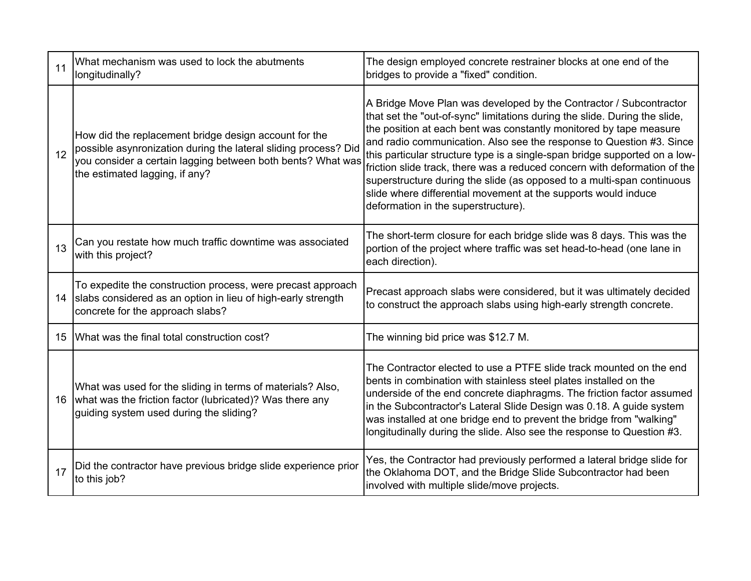| | | |
|---|---|---|
| 11 | What mechanism was used to lock the abutments longitudinally? | The design employed concrete restrainer blocks at one end of the bridges to provide a "fixed" condition. |
| 12 | How did the replacement bridge design account for the possible asynronization during the lateral sliding process? Did you consider a certain lagging between both bents? What was the estimated lagging, if any? | A Bridge Move Plan was developed by the Contractor / Subcontractor that set the "out-of-sync" limitations during the slide. During the slide, the position at each bent was constantly monitored by tape measure and radio communication. Also see the response to Question #3. Since this particular structure type is a single-span bridge supported on a low-friction slide track, there was a reduced concern with deformation of the superstructure during the slide (as opposed to a multi-span continuous slide where differential movement at the supports would induce deformation in the superstructure). |
| 13 | Can you restate how much traffic downtime was associated with this project? | The short-term closure for each bridge slide was 8 days. This was the portion of the project where traffic was set head-to-head (one lane in each direction). |
| 14 | To expedite the construction process, were precast approach slabs considered as an option in lieu of high-early strength concrete for the approach slabs? | Precast approach slabs were considered, but it was ultimately decided to construct the approach slabs using high-early strength concrete. |
| 15 | What was the final total construction cost? | The winning bid price was $12.7 M. |
| 16 | What was used for the sliding in terms of materials? Also, what was the friction factor (lubricated)? Was there any guiding system used during the sliding? | The Contractor elected to use a PTFE slide track mounted on the end bents in combination with stainless steel plates installed on the underside of the end concrete diaphragms. The friction factor assumed in the Subcontractor's Lateral Slide Design was 0.18. A guide system was installed at one bridge end to prevent the bridge from "walking" longitudinally during the slide. Also see the response to Question #3. |
| 17 | Did the contractor have previous bridge slide experience prior to this job? | Yes, the Contractor had previously performed a lateral bridge slide for the Oklahoma DOT, and the Bridge Slide Subcontractor had been involved with multiple slide/move projects. |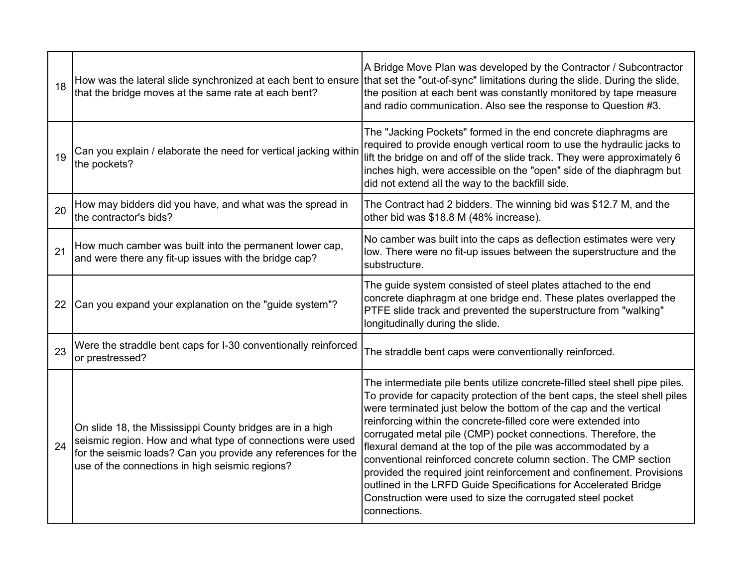| | | |
|---|---|---|
| 18 | How was the lateral slide synchronized at each bent to ensure that the bridge moves at the same rate at each bent? | A Bridge Move Plan was developed by the Contractor / Subcontractor that set the "out-of-sync" limitations during the slide. During the slide, the position at each bent was constantly monitored by tape measure and radio communication. Also see the response to Question #3. |
| 19 | Can you explain / elaborate the need for vertical jacking within the pockets? | The "Jacking Pockets" formed in the end concrete diaphragms are required to provide enough vertical room to use the hydraulic jacks to lift the bridge on and off of the slide track. They were approximately 6 inches high, were accessible on the "open" side of the diaphragm but did not extend all the way to the backfill side. |
| 20 | How may bidders did you have, and what was the spread in the contractor's bids? | The Contract had 2 bidders. The winning bid was $12.7 M, and the other bid was $18.8 M (48% increase). |
| 21 | How much camber was built into the permanent lower cap, and were there any fit-up issues with the bridge cap? | No camber was built into the caps as deflection estimates were very low. There were no fit-up issues between the superstructure and the substructure. |
| 22 | Can you expand your explanation on the "guide system"? | The guide system consisted of steel plates attached to the end concrete diaphragm at one bridge end. These plates overlapped the PTFE slide track and prevented the superstructure from "walking" longitudinally during the slide. |
| 23 | Were the straddle bent caps for I-30 conventionally reinforced or prestressed? | The straddle bent caps were conventionally reinforced. |
| 24 | On slide 18, the Mississippi County bridges are in a high seismic region. How and what type of connections were used for the seismic loads? Can you provide any references for the use of the connections in high seismic regions? | The intermediate pile bents utilize concrete-filled steel shell pipe piles. To provide for capacity protection of the bent caps, the steel shell piles were terminated just below the bottom of the cap and the vertical reinforcing within the concrete-filled core were extended into corrugated metal pile (CMP) pocket connections. Therefore, the flexural demand at the top of the pile was accommodated by a conventional reinforced concrete column section. The CMP section provided the required joint reinforcement and confinement. Provisions outlined in the LRFD Guide Specifications for Accelerated Bridge Construction were used to size the corrugated steel pocket connections. |